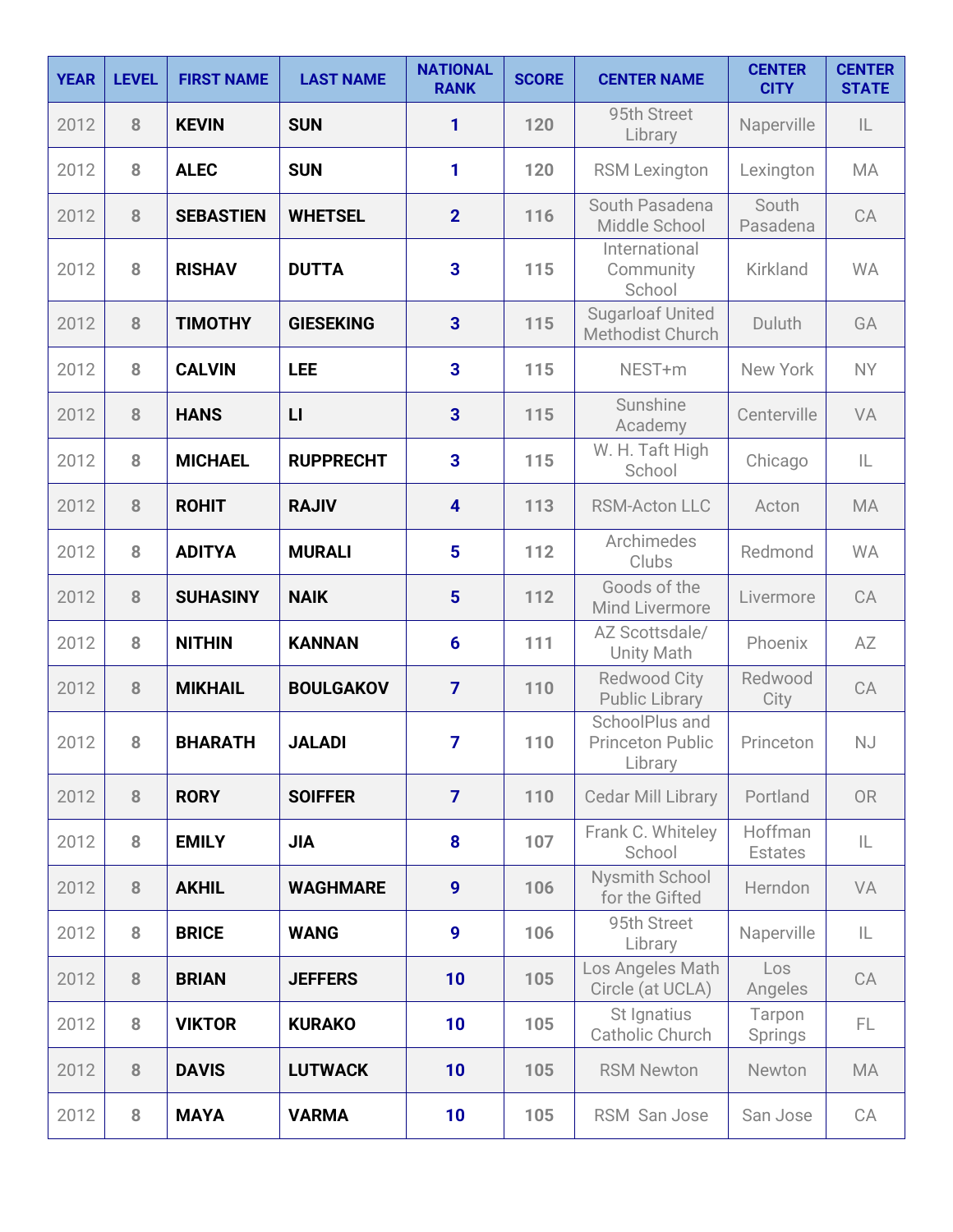| YEAR | LEVEL | FIRST NAME | LAST NAME | NATIONAL RANK | SCORE | CENTER NAME | CENTER CITY | CENTER STATE |
|---|---|---|---|---|---|---|---|---|
| 2012 | 8 | **KEVIN** | **SUN** | 1 | 120 | 95th Street Library | Naperville | IL |
| 2012 | 8 | **ALEC** | **SUN** | 1 | 120 | RSM Lexington | Lexington | MA |
| 2012 | 8 | **SEBASTIEN** | **WHETSEL** | 2 | 116 | South Pasadena Middle School | South Pasadena | CA |
| 2012 | 8 | **RISHAV** | **DUTTA** | 3 | 115 | International Community School | Kirkland | WA |
| 2012 | 8 | **TIMOTHY** | **GIESEKING** | 3 | 115 | Sugarloaf United Methodist Church | Duluth | GA |
| 2012 | 8 | **CALVIN** | **LEE** | 3 | 115 | NEST+m | New York | NY |
| 2012 | 8 | **HANS** | **LI** | 3 | 115 | Sunshine Academy | Centerville | VA |
| 2012 | 8 | **MICHAEL** | **RUPPRECHT** | 3 | 115 | W. H. Taft High School | Chicago | IL |
| 2012 | 8 | **ROHIT** | **RAJIV** | 4 | 113 | RSM-Acton LLC | Acton | MA |
| 2012 | 8 | **ADITYA** | **MURALI** | 5 | 112 | Archimedes Clubs | Redmond | WA |
| 2012 | 8 | **SUHASINY** | **NAIK** | 5 | 112 | Goods of the Mind Livermore | Livermore | CA |
| 2012 | 8 | **NITHIN** | **KANNAN** | 6 | 111 | AZ Scottsdale/ Unity Math | Phoenix | AZ |
| 2012 | 8 | **MIKHAIL** | **BOULGAKOV** | 7 | 110 | Redwood City Public Library | Redwood City | CA |
| 2012 | 8 | **BHARATH** | **JALADI** | 7 | 110 | SchoolPlus and Princeton Public Library | Princeton | NJ |
| 2012 | 8 | **RORY** | **SOIFFER** | 7 | 110 | Cedar Mill Library | Portland | OR |
| 2012 | 8 | **EMILY** | **JIA** | 8 | 107 | Frank C. Whiteley School | Hoffman Estates | IL |
| 2012 | 8 | **AKHIL** | **WAGHMARE** | 9 | 106 | Nysmith School for the Gifted | Herndon | VA |
| 2012 | 8 | **BRICE** | **WANG** | 9 | 106 | 95th Street Library | Naperville | IL |
| 2012 | 8 | **BRIAN** | **JEFFERS** | 10 | 105 | Los Angeles Math Circle (at UCLA) | Los Angeles | CA |
| 2012 | 8 | **VIKTOR** | **KURAKO** | 10 | 105 | St Ignatius Catholic Church | Tarpon Springs | FL |
| 2012 | 8 | **DAVIS** | **LUTWACK** | 10 | 105 | RSM Newton | Newton | MA |
| 2012 | 8 | **MAYA** | **VARMA** | 10 | 105 | RSM San Jose | San Jose | CA |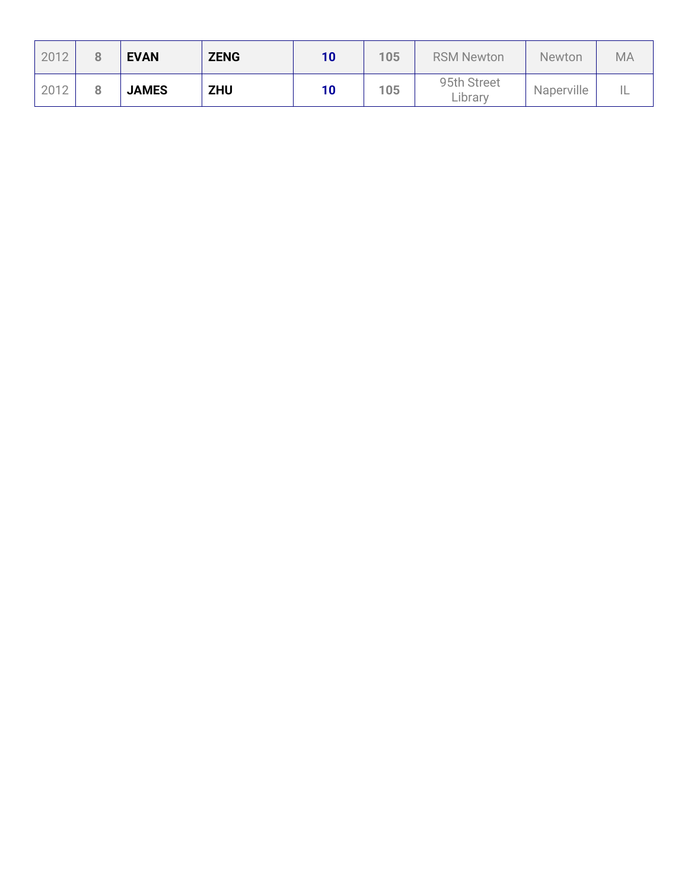| | | | | | | | | |
|---|---|---|---|---|---|---|---|---|
| 2012 | 8 | **EVAN** | **ZENG** | **10** | **105** | RSM Newton | Newton | MA |
| 2012 | 8 | **JAMES** | **ZHU** | **10** | **105** | 95th Street Library | Naperville | IL |